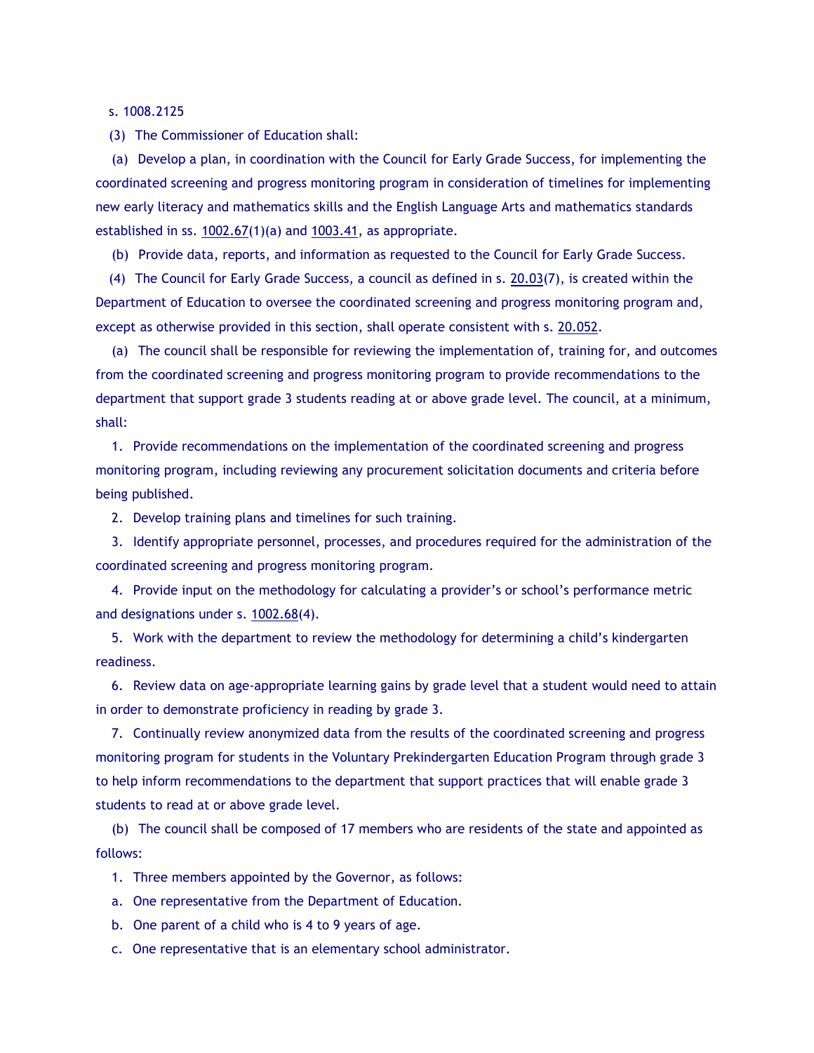s. 1008.2125

(3) The Commissioner of Education shall:

(a) Develop a plan, in coordination with the Council for Early Grade Success, for implementing the coordinated screening and progress monitoring program in consideration of timelines for implementing new early literacy and mathematics skills and the English Language Arts and mathematics standards established in ss. 1002.67(1)(a) and 1003.41, as appropriate.

(b) Provide data, reports, and information as requested to the Council for Early Grade Success.

(4) The Council for Early Grade Success, a council as defined in s. 20.03(7), is created within the Department of Education to oversee the coordinated screening and progress monitoring program and, except as otherwise provided in this section, shall operate consistent with s. 20.052.

(a) The council shall be responsible for reviewing the implementation of, training for, and outcomes from the coordinated screening and progress monitoring program to provide recommendations to the department that support grade 3 students reading at or above grade level. The council, at a minimum, shall:

1. Provide recommendations on the implementation of the coordinated screening and progress monitoring program, including reviewing any procurement solicitation documents and criteria before being published.

2. Develop training plans and timelines for such training.

3. Identify appropriate personnel, processes, and procedures required for the administration of the coordinated screening and progress monitoring program.

4. Provide input on the methodology for calculating a provider's or school's performance metric and designations under s. 1002.68(4).

5. Work with the department to review the methodology for determining a child's kindergarten readiness.

6. Review data on age-appropriate learning gains by grade level that a student would need to attain in order to demonstrate proficiency in reading by grade 3.

7. Continually review anonymized data from the results of the coordinated screening and progress monitoring program for students in the Voluntary Prekindergarten Education Program through grade 3 to help inform recommendations to the department that support practices that will enable grade 3 students to read at or above grade level.

(b) The council shall be composed of 17 members who are residents of the state and appointed as follows:

1. Three members appointed by the Governor, as follows:

a. One representative from the Department of Education.

b. One parent of a child who is 4 to 9 years of age.

c. One representative that is an elementary school administrator.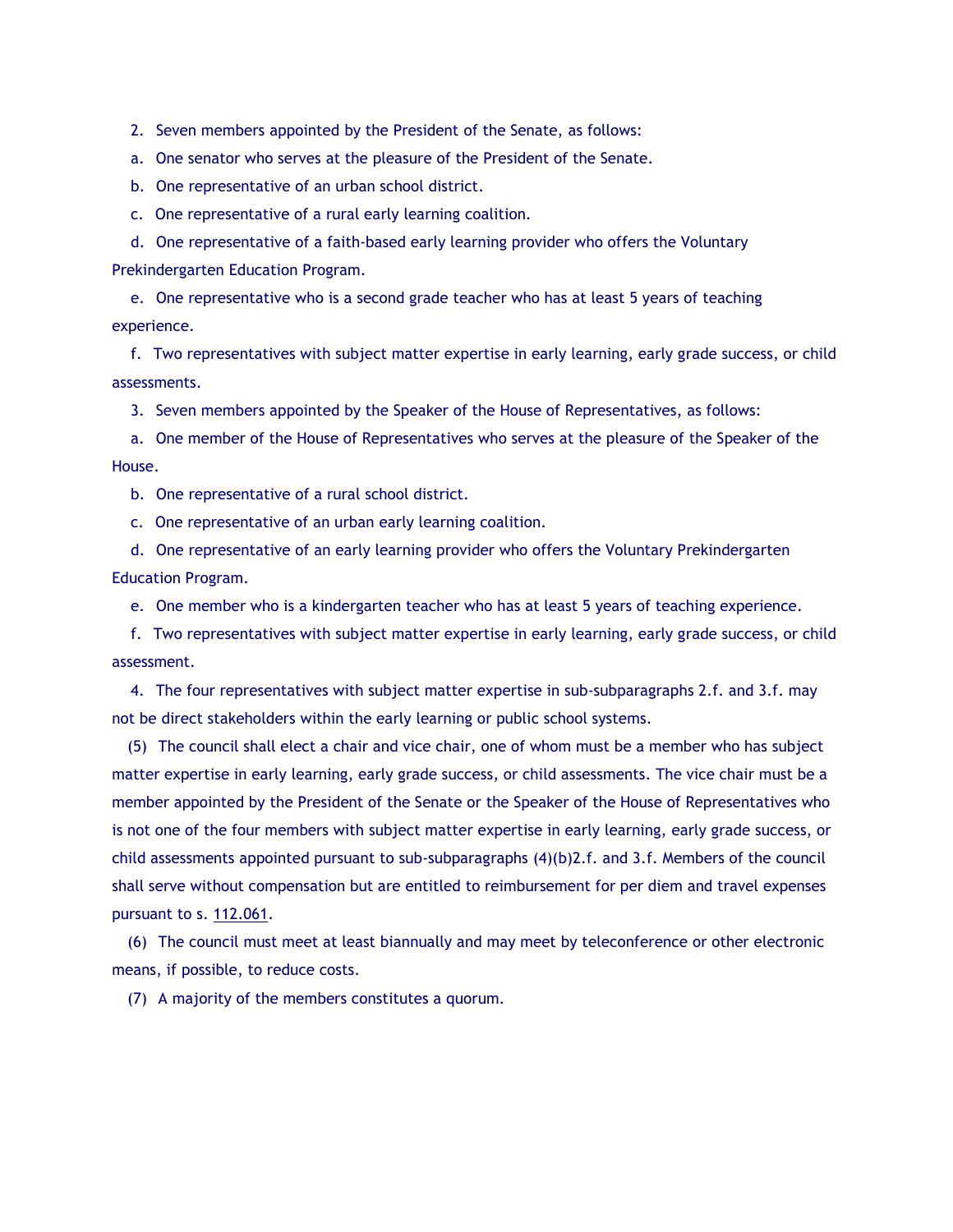2. Seven members appointed by the President of the Senate, as follows:

a. One senator who serves at the pleasure of the President of the Senate.

b. One representative of an urban school district.

c. One representative of a rural early learning coalition.

d. One representative of a faith-based early learning provider who offers the Voluntary Prekindergarten Education Program.

e. One representative who is a second grade teacher who has at least 5 years of teaching experience.

f. Two representatives with subject matter expertise in early learning, early grade success, or child assessments.

3. Seven members appointed by the Speaker of the House of Representatives, as follows:

a. One member of the House of Representatives who serves at the pleasure of the Speaker of the House.

b. One representative of a rural school district.

c. One representative of an urban early learning coalition.

d. One representative of an early learning provider who offers the Voluntary Prekindergarten Education Program.

e. One member who is a kindergarten teacher who has at least 5 years of teaching experience.

f. Two representatives with subject matter expertise in early learning, early grade success, or child assessment.

4. The four representatives with subject matter expertise in sub-subparagraphs 2.f. and 3.f. may not be direct stakeholders within the early learning or public school systems.

(5) The council shall elect a chair and vice chair, one of whom must be a member who has subject matter expertise in early learning, early grade success, or child assessments. The vice chair must be a member appointed by the President of the Senate or the Speaker of the House of Representatives who is not one of the four members with subject matter expertise in early learning, early grade success, or child assessments appointed pursuant to sub-subparagraphs (4)(b)2.f. and 3.f. Members of the council shall serve without compensation but are entitled to reimbursement for per diem and travel expenses pursuant to s. 112.061.

(6) The council must meet at least biannually and may meet by teleconference or other electronic means, if possible, to reduce costs.

(7) A majority of the members constitutes a quorum.